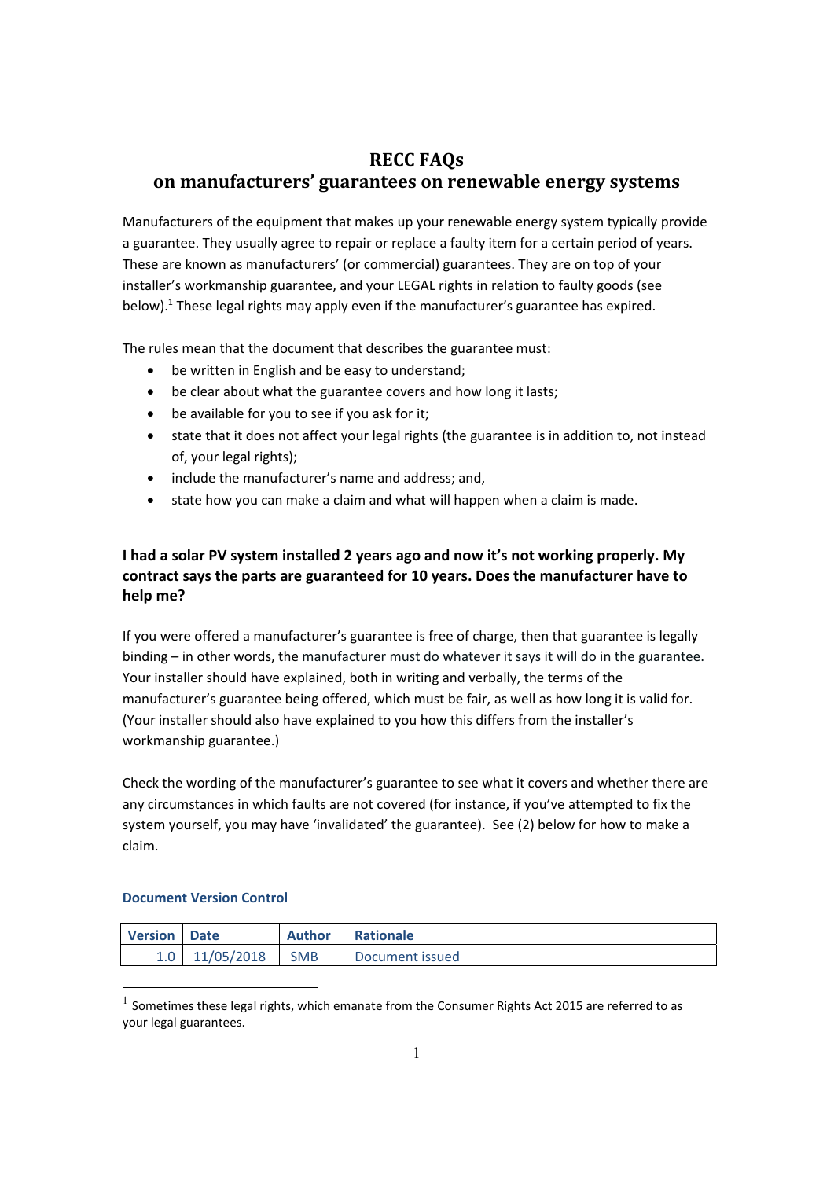# RECC FAQs
# on manufacturers' guarantees on renewable energy systems

Manufacturers of the equipment that makes up your renewable energy system typically provide a guarantee. They usually agree to repair or replace a faulty item for a certain period of years. These are known as manufacturers' (or commercial) guarantees. They are on top of your installer's workmanship guarantee, and your LEGAL rights in relation to faulty goods (see below).[1] These legal rights may apply even if the manufacturer's guarantee has expired.

The rules mean that the document that describes the guarantee must:

- be written in English and be easy to understand;
- be clear about what the guarantee covers and how long it lasts;
- be available for you to see if you ask for it;
- state that it does not affect your legal rights (the guarantee is in addition to, not instead of, your legal rights);
- include the manufacturer's name and address; and,
- state how you can make a claim and what will happen when a claim is made.

### I had a solar PV system installed 2 years ago and now it's not working properly. My contract says the parts are guaranteed for 10 years. Does the manufacturer have to help me?

If you were offered a manufacturer's guarantee is free of charge, then that guarantee is legally binding – in other words, the manufacturer must do whatever it says it will do in the guarantee. Your installer should have explained, both in writing and verbally, the terms of the manufacturer's guarantee being offered, which must be fair, as well as how long it is valid for. (Your installer should also have explained to you how this differs from the installer's workmanship guarantee.)

Check the wording of the manufacturer's guarantee to see what it covers and whether there are any circumstances in which faults are not covered (for instance, if you've attempted to fix the system yourself, you may have 'invalidated' the guarantee). See (2) below for how to make a claim.

**Document Version Control**

| Version | Date | Author | Rationale |
|---|---|---|---|
| 1.0 | 11/05/2018 | SMB | Document issued |

[1] Sometimes these legal rights, which emanate from the Consumer Rights Act 2015 are referred to as your legal guarantees.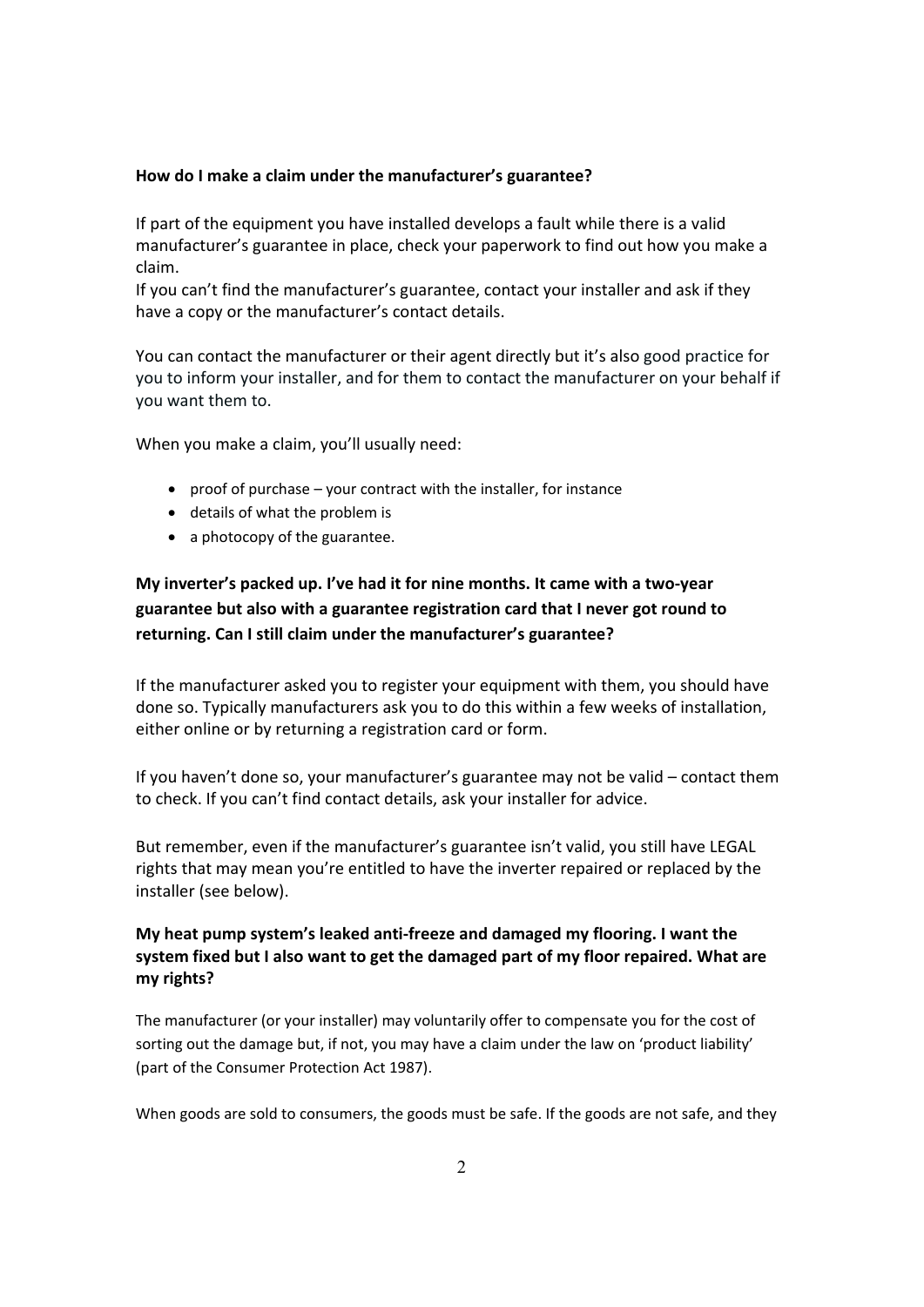**How do I make a claim under the manufacturer's guarantee?**

If part of the equipment you have installed develops a fault while there is a valid manufacturer's guarantee in place, check your paperwork to find out how you make a claim.
If you can't find the manufacturer's guarantee, contact your installer and ask if they have a copy or the manufacturer's contact details.

You can contact the manufacturer or their agent directly but it's also good practice for you to inform your installer, and for them to contact the manufacturer on your behalf if you want them to.

When you make a claim, you'll usually need:

- proof of purchase – your contract with the installer, for instance
- details of what the problem is
- a photocopy of the guarantee.

**My inverter's packed up. I've had it for nine months. It came with a two-year guarantee but also with a guarantee registration card that I never got round to returning. Can I still claim under the manufacturer's guarantee?**

If the manufacturer asked you to register your equipment with them, you should have done so. Typically manufacturers ask you to do this within a few weeks of installation, either online or by returning a registration card or form.

If you haven't done so, your manufacturer's guarantee may not be valid – contact them to check. If you can't find contact details, ask your installer for advice.

But remember, even if the manufacturer's guarantee isn't valid, you still have LEGAL rights that may mean you're entitled to have the inverter repaired or replaced by the installer (see below).

**My heat pump system's leaked anti-freeze and damaged my flooring. I want the system fixed but I also want to get the damaged part of my floor repaired. What are my rights?**

The manufacturer (or your installer) may voluntarily offer to compensate you for the cost of sorting out the damage but, if not, you may have a claim under the law on 'product liability' (part of the Consumer Protection Act 1987).

When goods are sold to consumers, the goods must be safe. If the goods are not safe, and they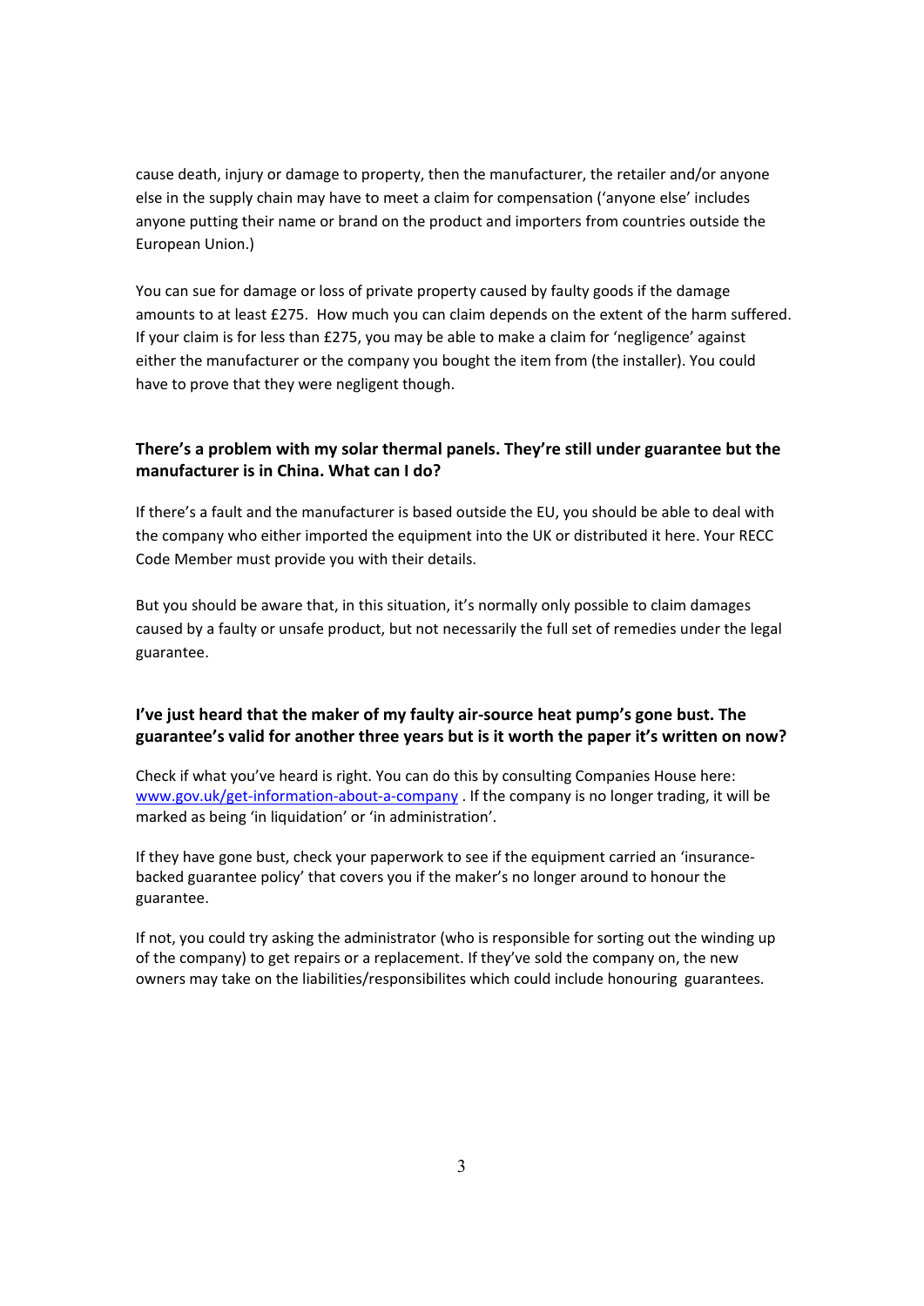cause death, injury or damage to property, then the manufacturer, the retailer and/or anyone else in the supply chain may have to meet a claim for compensation ('anyone else' includes anyone putting their name or brand on the product and importers from countries outside the European Union.)

You can sue for damage or loss of private property caused by faulty goods if the damage amounts to at least £275. How much you can claim depends on the extent of the harm suffered. If your claim is for less than £275, you may be able to make a claim for 'negligence' against either the manufacturer or the company you bought the item from (the installer). You could have to prove that they were negligent though.

**There's a problem with my solar thermal panels. They're still under guarantee but the manufacturer is in China. What can I do?**

If there's a fault and the manufacturer is based outside the EU, you should be able to deal with the company who either imported the equipment into the UK or distributed it here. Your RECC Code Member must provide you with their details.

But you should be aware that, in this situation, it's normally only possible to claim damages caused by a faulty or unsafe product, but not necessarily the full set of remedies under the legal guarantee.

**I've just heard that the maker of my faulty air-source heat pump's gone bust. The guarantee's valid for another three years but is it worth the paper it's written on now?**

Check if what you've heard is right. You can do this by consulting Companies House here: [www.gov.uk/get-information-about-a-company](http://www.gov.uk/get-information-about-a-company) . If the company is no longer trading, it will be marked as being 'in liquidation' or 'in administration'.

If they have gone bust, check your paperwork to see if the equipment carried an 'insurance-backed guarantee policy' that covers you if the maker's no longer around to honour the guarantee.

If not, you could try asking the administrator (who is responsible for sorting out the winding up of the company) to get repairs or a replacement. If they've sold the company on, the new owners may take on the liabilities/responsibilites which could include honouring guarantees.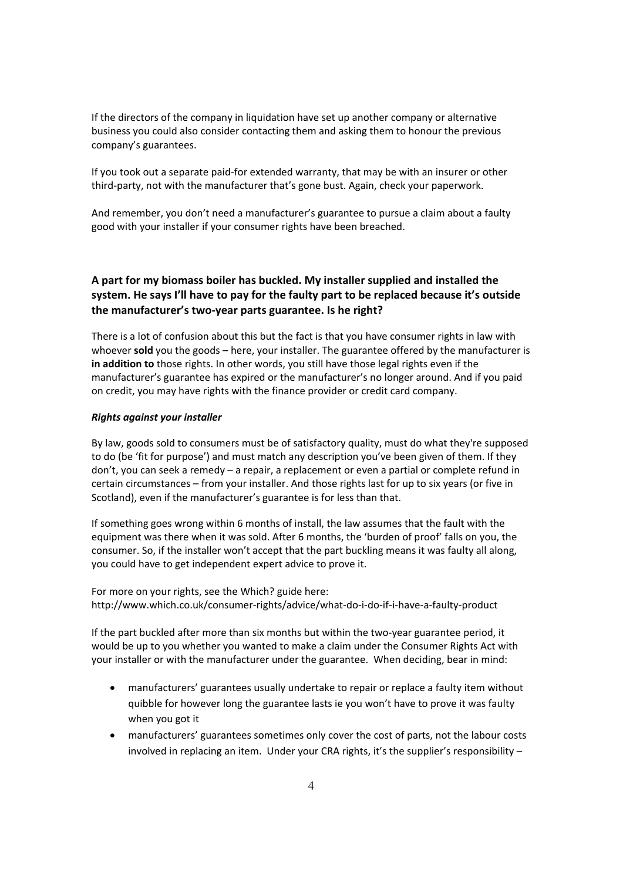If the directors of the company in liquidation have set up another company or alternative business you could also consider contacting them and asking them to honour the previous company's guarantees.

If you took out a separate paid-for extended warranty, that may be with an insurer or other third-party, not with the manufacturer that's gone bust. Again, check your paperwork.

And remember, you don't need a manufacturer's guarantee to pursue a claim about a faulty good with your installer if your consumer rights have been breached.

### A part for my biomass boiler has buckled. My installer supplied and installed the system. He says I'll have to pay for the faulty part to be replaced because it's outside the manufacturer's two-year parts guarantee. Is he right?

There is a lot of confusion about this but the fact is that you have consumer rights in law with whoever **sold** you the goods – here, your installer. The guarantee offered by the manufacturer is **in addition to** those rights. In other words, you still have those legal rights even if the manufacturer's guarantee has expired or the manufacturer's no longer around. And if you paid on credit, you may have rights with the finance provider or credit card company.

***Rights against your installer***

By law, goods sold to consumers must be of satisfactory quality, must do what they're supposed to do (be 'fit for purpose') and must match any description you've been given of them. If they don't, you can seek a remedy – a repair, a replacement or even a partial or complete refund in certain circumstances – from your installer. And those rights last for up to six years (or five in Scotland), even if the manufacturer's guarantee is for less than that.

If something goes wrong within 6 months of install, the law assumes that the fault with the equipment was there when it was sold. After 6 months, the 'burden of proof' falls on you, the consumer. So, if the installer won't accept that the part buckling means it was faulty all along, you could have to get independent expert advice to prove it.

For more on your rights, see the Which? guide here:
http://www.which.co.uk/consumer-rights/advice/what-do-i-do-if-i-have-a-faulty-product

If the part buckled after more than six months but within the two-year guarantee period, it would be up to you whether you wanted to make a claim under the Consumer Rights Act with your installer or with the manufacturer under the guarantee. When deciding, bear in mind:

- manufacturers' guarantees usually undertake to repair or replace a faulty item without quibble for however long the guarantee lasts ie you won't have to prove it was faulty when you got it
- manufacturers' guarantees sometimes only cover the cost of parts, not the labour costs involved in replacing an item. Under your CRA rights, it's the supplier's responsibility –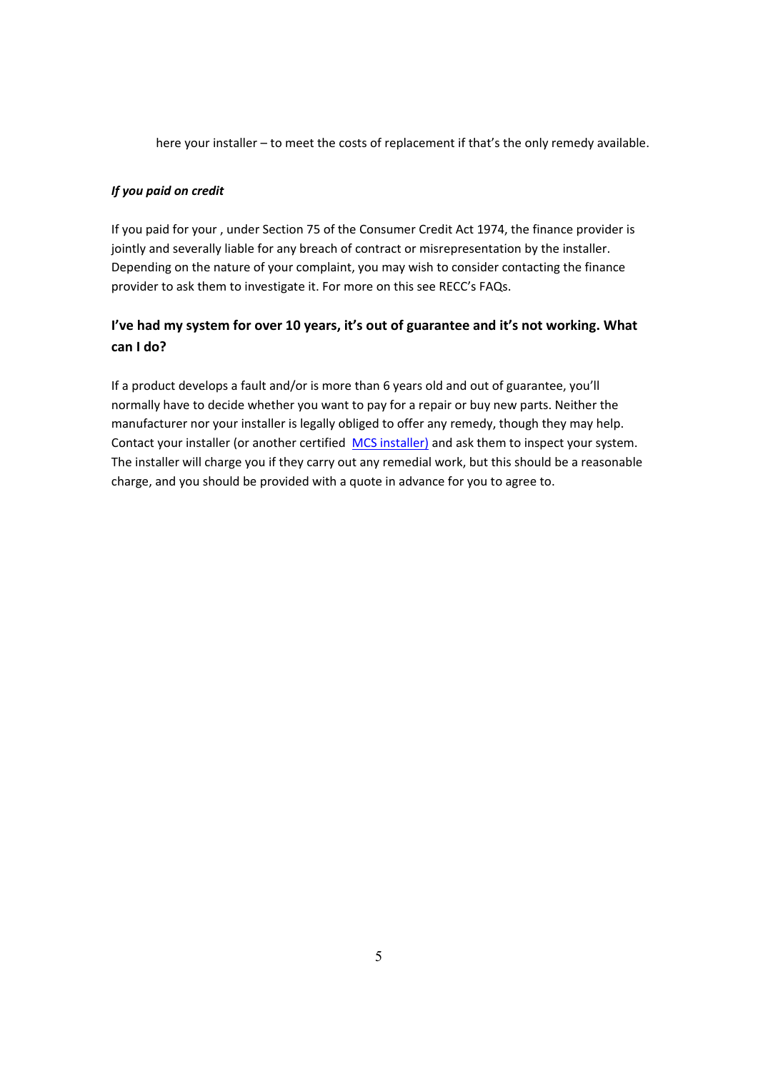here your installer – to meet the costs of replacement if that's the only remedy available.

*If you paid on credit*

If you paid for your , under Section 75 of the Consumer Credit Act 1974, the finance provider is jointly and severally liable for any breach of contract or misrepresentation by the installer. Depending on the nature of your complaint, you may wish to consider contacting the finance provider to ask them to investigate it. For more on this see RECC's FAQs.

## I've had my system for over 10 years, it's out of guarantee and it's not working. What can I do?

If a product develops a fault and/or is more than 6 years old and out of guarantee, you'll normally have to decide whether you want to pay for a repair or buy new parts. Neither the manufacturer nor your installer is legally obliged to offer any remedy, though they may help. Contact your installer (or another certified MCS installer) and ask them to inspect your system. The installer will charge you if they carry out any remedial work, but this should be a reasonable charge, and you should be provided with a quote in advance for you to agree to.